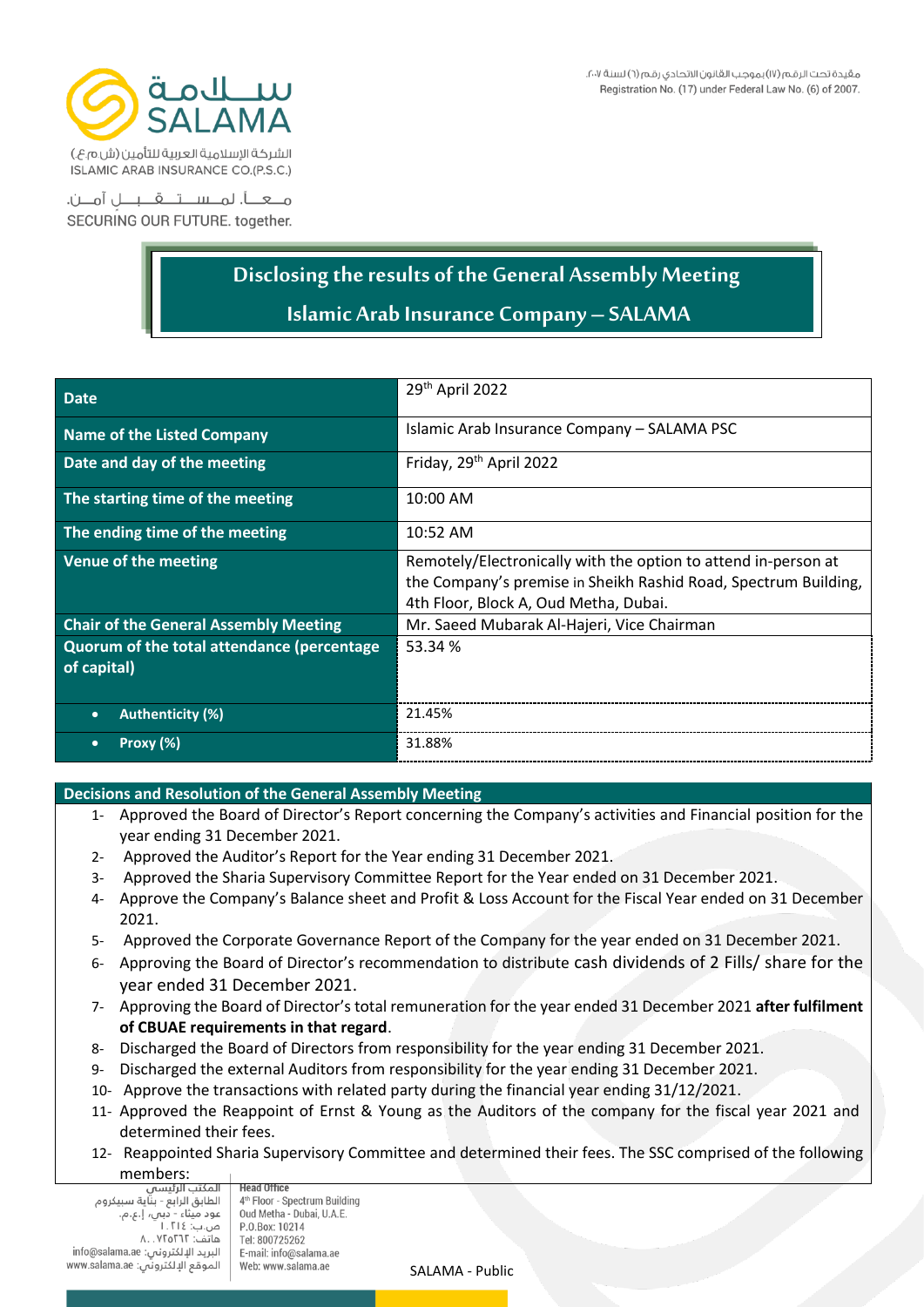سلامة
SALAMA

الشركة الإسلامية العربية للتأمين (ش م ع)
ISLAMIC ARAB INSURANCE CO.(P.S.C.)

معاً. لمستقبل آمن.
SECURING OUR FUTURE. together.

مقيدة تحت الرقم (١٧) بموجب القانون الاتحادي رقم (٦) لسنة ٢٠٠٧.
Registration No. (17) under Federal Law No. (6) of 2007.

# Disclosing the results of the General Assembly Meeting

## Islamic Arab Insurance Company – SALAMA

| Date | 29th April 2022 |
|---|---|
| Name of the Listed Company | Islamic Arab Insurance Company – SALAMA PSC |
| Date and day of the meeting | Friday, 29th April 2022 |
| The starting time of the meeting | 10:00 AM |
| The ending time of the meeting | 10:52 AM |
| Venue of the meeting | Remotely/Electronically with the option to attend in-person at the Company's premise in Sheikh Rashid Road, Spectrum Building, 4th Floor, Block A, Oud Metha, Dubai. |
| Chair of the General Assembly Meeting | Mr. Saeed Mubarak Al-Hajeri, Vice Chairman |
| Quorum of the total attendance (percentage of capital) | 53.34 % |
| • Authenticity (%) | 21.45% |
| • Proxy (%) | 31.88% |

**Decisions and Resolution of the General Assembly Meeting**

1- Approved the Board of Director's Report concerning the Company's activities and Financial position for the year ending 31 December 2021.
2- Approved the Auditor's Report for the Year ending 31 December 2021.
3- Approved the Sharia Supervisory Committee Report for the Year ended on 31 December 2021.
4- Approve the Company's Balance sheet and Profit & Loss Account for the Fiscal Year ended on 31 December 2021.
5- Approved the Corporate Governance Report of the Company for the year ended on 31 December 2021.
6- Approving the Board of Director's recommendation to distribute cash dividends of 2 Fills/ share for the year ended 31 December 2021.
7- Approving the Board of Director's total remuneration for the year ended 31 December 2021 **after fulfilment of CBUAE requirements in that regard**.
8- Discharged the Board of Directors from responsibility for the year ending 31 December 2021.
9- Discharged the external Auditors from responsibility for the year ending 31 December 2021.
10- Approve the transactions with related party during the financial year ending 31/12/2021.
11- Approved the Reappoint of Ernst & Young as the Auditors of the company for the fiscal year 2021 and determined their fees.
12- Reappointed Sharia Supervisory Committee and determined their fees. The SSC comprised of the following members:

المكتب الرئيسي
الطابق الرابع - بناية سبيكتروم
عود ميثاء - دبي، إ.ع.م.
ص.ب: ١٠٢١٤
هاتف: ٨٠٠٧٢٥٢٦٢
البريد الإلكتروني: info@salama.ae
الموقع الإلكتروني: www.salama.ae

Head Office
4th Floor - Spectrum Building
Oud Metha - Dubai, U.A.E.
P.O.Box: 10214
Tel: 800725262
E-mail: info@salama.ae
Web: www.salama.ae

SALAMA - Public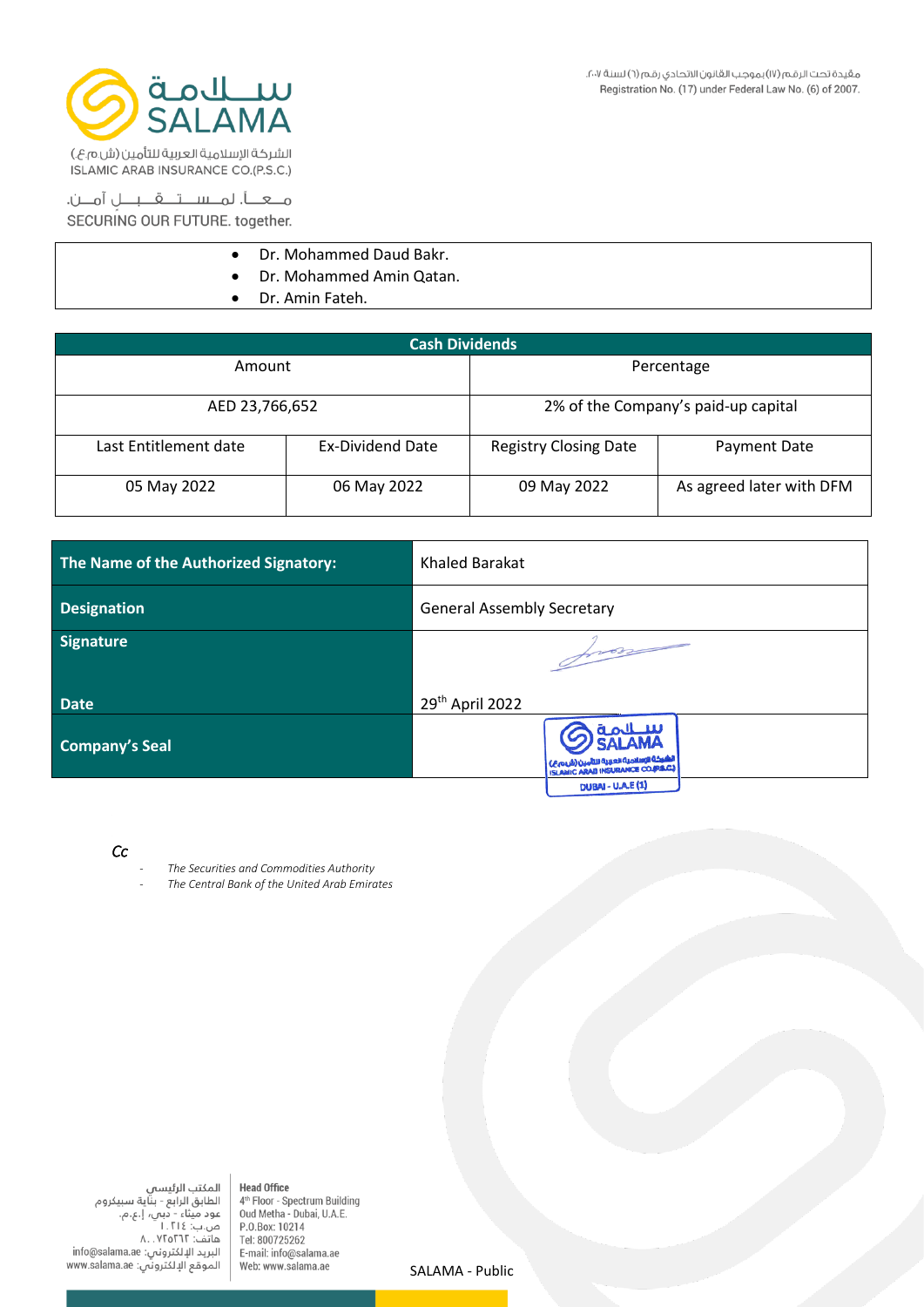- Dr. Mohammed Daud Bakr.
- Dr. Mohammed Amin Qatan.
- Dr. Amin Fateh.

| Cash Dividends | | | |
|---|---|---|---|
| Amount | | Percentage | |
| AED 23,766,652 | | 2% of the Company's paid-up capital | |
| Last Entitlement date | Ex-Dividend Date | Registry Closing Date | Payment Date |
| 05 May 2022 | 06 May 2022 | 09 May 2022 | As agreed later with DFM |

| | |
|---|---|
| **The Name of the Authorized Signatory:** | Khaled Barakat |
| **Designation** | General Assembly Secretary |
| **Signature** | |
| **Date** | 29th April 2022 |
| **Company's Seal** | SALAMA سلامة الشركة الإسلامية العربية للتأمين (ش.م.ع) ISLAMIC ARAB INSURANCE CO.(P.S.C.) DUBAI - U.A.E (1) |

*Cc*

- *The Securities and Commodities Authority*
- *The Central Bank of the United Arab Emirates*